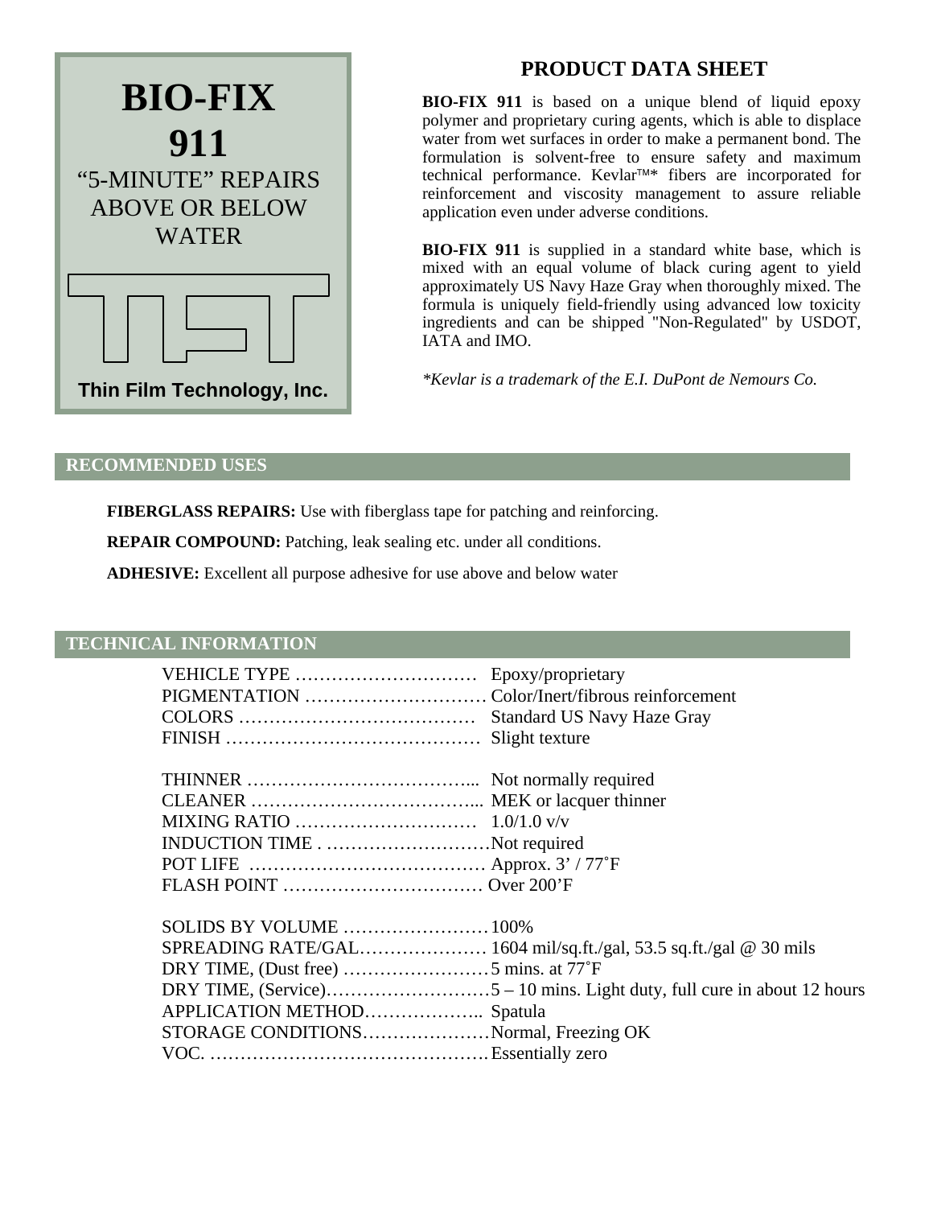# BIO-FIX 911

“5-MINUTE” REPAIRS ABOVE OR BELOW WATER

Thin Film Technology, Inc.

## PRODUCT DATA SHEET

**BIO-FIX 911** is based on a unique blend of liquid epoxy polymer and proprietary curing agents, which is able to displace water from wet surfaces in order to make a permanent bond. The formulation is solvent-free to ensure safety and maximum technical performance. Kevlar™* fibers are incorporated for reinforcement and viscosity management to assure reliable application even under adverse conditions.

**BIO-FIX 911** is supplied in a standard white base, which is mixed with an equal volume of black curing agent to yield approximately US Navy Haze Gray when thoroughly mixed. The formula is uniquely field-friendly using advanced low toxicity ingredients and can be shipped "Non-Regulated" by USDOT, IATA and IMO.

*\*Kevlar is a trademark of the E.I. DuPont de Nemours Co.*

## RECOMMENDED USES

**FIBERGLASS REPAIRS:** Use with fiberglass tape for patching and reinforcing.

**REPAIR COMPOUND:** Patching, leak sealing etc. under all conditions.

**ADHESIVE:** Excellent all purpose adhesive for use above and below water

## TECHNICAL INFORMATION

VEHICLE TYPE ………………………… Epoxy/proprietary
PIGMENTATION ………………………… Color/Inert/fibrous reinforcement
COLORS ………………………………… Standard US Navy Haze Gray
FINISH …………………………………… Slight texture

THINNER ……………………………….. Not normally required
CLEANER ……………………………….. MEK or lacquer thinner
MIXING RATIO ………………………… 1.0/1.0 v/v
INDUCTION TIME . ………………………Not required
POT LIFE ………………………………… Approx. 3’ / 77˚F
FLASH POINT …………………………… Over 200’F

SOLIDS BY VOLUME ……………………100%
SPREADING RATE/GAL………………… 1604 mil/sq.ft./gal, 53.5 sq.ft./gal @ 30 mils
DRY TIME, (Dust free) ……………………5 mins. at 77˚F
DRY TIME, (Service)………………………5 – 10 mins. Light duty, full cure in about 12 hours
APPLICATION METHOD……………….. Spatula
STORAGE CONDITIONS…………………Normal, Freezing OK
VOC. ………………………………………Essentially zero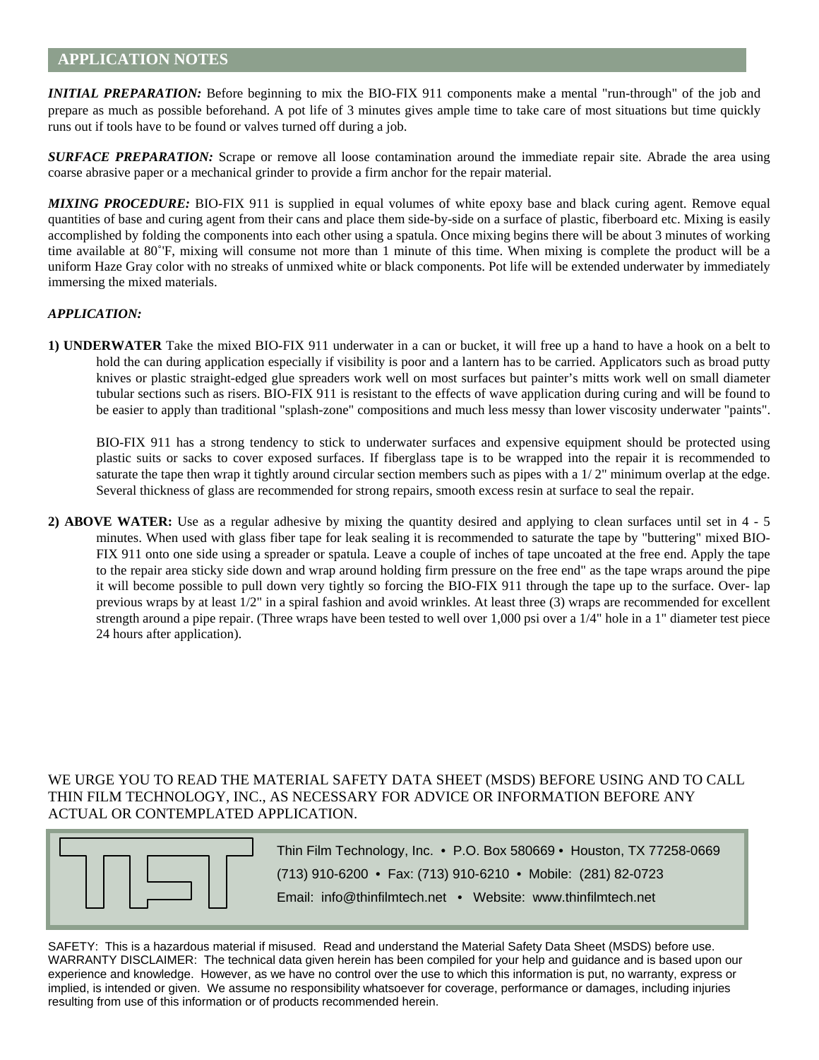## APPLICATION NOTES

***INITIAL PREPARATION:*** Before beginning to mix the BIO-FIX 911 components make a mental "run-through" of the job and prepare as much as possible beforehand. A pot life of 3 minutes gives ample time to take care of most situations but time quickly runs out if tools have to be found or valves turned off during a job.

***SURFACE PREPARATION:*** Scrape or remove all loose contamination around the immediate repair site. Abrade the area using coarse abrasive paper or a mechanical grinder to provide a firm anchor for the repair material.

***MIXING PROCEDURE:*** BIO-FIX 911 is supplied in equal volumes of white epoxy base and black curing agent. Remove equal quantities of base and curing agent from their cans and place them side-by-side on a surface of plastic, fiberboard etc. Mixing is easily accomplished by folding the components into each other using a spatula. Once mixing begins there will be about 3 minutes of working time available at 80˚F, mixing will consume not more than 1 minute of this time. When mixing is complete the product will be a uniform Haze Gray color with no streaks of unmixed white or black components. Pot life will be extended underwater by immediately immersing the mixed materials.

***APPLICATION:***

**1) UNDERWATER** Take the mixed BIO-FIX 911 underwater in a can or bucket, it will free up a hand to have a hook on a belt to hold the can during application especially if visibility is poor and a lantern has to be carried. Applicators such as broad putty knives or plastic straight-edged glue spreaders work well on most surfaces but painter's mitts work well on small diameter tubular sections such as risers. BIO-FIX 911 is resistant to the effects of wave application during curing and will be found to be easier to apply than traditional "splash-zone" compositions and much less messy than lower viscosity underwater "paints".

BIO-FIX 911 has a strong tendency to stick to underwater surfaces and expensive equipment should be protected using plastic suits or sacks to cover exposed surfaces. If fiberglass tape is to be wrapped into the repair it is recommended to saturate the tape then wrap it tightly around circular section members such as pipes with a 1/ 2" minimum overlap at the edge. Several thickness of glass are recommended for strong repairs, smooth excess resin at surface to seal the repair.

**2) ABOVE WATER:** Use as a regular adhesive by mixing the quantity desired and applying to clean surfaces until set in 4 - 5 minutes. When used with glass fiber tape for leak sealing it is recommended to saturate the tape by "buttering" mixed BIO-FIX 911 onto one side using a spreader or spatula. Leave a couple of inches of tape uncoated at the free end. Apply the tape to the repair area sticky side down and wrap around holding firm pressure on the free end" as the tape wraps around the pipe it will become possible to pull down very tightly so forcing the BIO-FIX 911 through the tape up to the surface. Over- lap previous wraps by at least 1/2" in a spiral fashion and avoid wrinkles. At least three (3) wraps are recommended for excellent strength around a pipe repair. (Three wraps have been tested to well over 1,000 psi over a 1/4" hole in a 1" diameter test piece 24 hours after application).

WE URGE YOU TO READ THE MATERIAL SAFETY DATA SHEET (MSDS) BEFORE USING AND TO CALL THIN FILM TECHNOLOGY, INC., AS NECESSARY FOR ADVICE OR INFORMATION BEFORE ANY ACTUAL OR CONTEMPLATED APPLICATION.

TFT

Thin Film Technology, Inc. • P.O. Box 580669 • Houston, TX 77258-0669
(713) 910-6200 • Fax: (713) 910-6210 • Mobile: (281) 82-0723
Email: info@thinfilmtech.net • Website: www.thinfilmtech.net

SAFETY: This is a hazardous material if misused. Read and understand the Material Safety Data Sheet (MSDS) before use.
WARRANTY DISCLAIMER: The technical data given herein has been compiled for your help and guidance and is based upon our experience and knowledge. However, as we have no control over the use to which this information is put, no warranty, express or implied, is intended or given. We assume no responsibility whatsoever for coverage, performance or damages, including injuries resulting from use of this information or of products recommended herein.